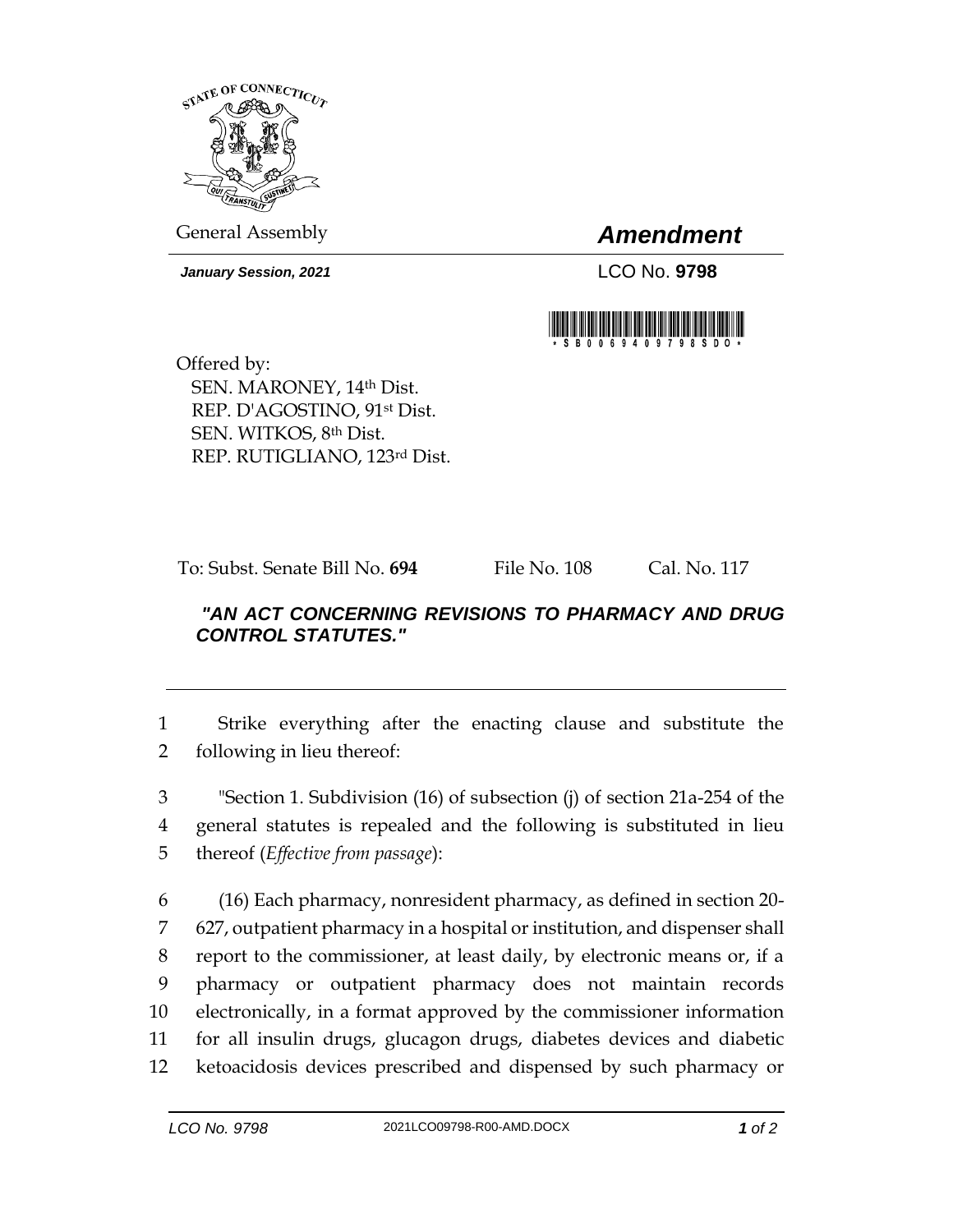General Assembly

# *Amendment*

***January Session, 2021***

LCO No. **9798**

Offered by:
SEN. MARONEY, 14th Dist.
REP. D'AGOSTINO, 91st Dist.
SEN. WITKOS, 8th Dist.
REP. RUTIGLIANO, 123rd Dist.

To: Subst. Senate Bill No. **694** File No. 108 Cal. No. 117

***"AN ACT CONCERNING REVISIONS TO PHARMACY AND DRUG CONTROL STATUTES."***

1 Strike everything after the enacting clause and substitute the
2 following in lieu thereof:

3 "Section 1. Subdivision (16) of subsection (j) of section 21a-254 of the
4 general statutes is repealed and the following is substituted in lieu
5 thereof (*Effective from passage*):

6 (16) Each pharmacy, nonresident pharmacy, as defined in section 20-
7 627, outpatient pharmacy in a hospital or institution, and dispenser shall
8 report to the commissioner, at least daily, by electronic means or, if a
9 pharmacy or outpatient pharmacy does not maintain records
10 electronically, in a format approved by the commissioner information
11 for all insulin drugs, glucagon drugs, diabetes devices and diabetic
12 ketoacidosis devices prescribed and dispensed by such pharmacy or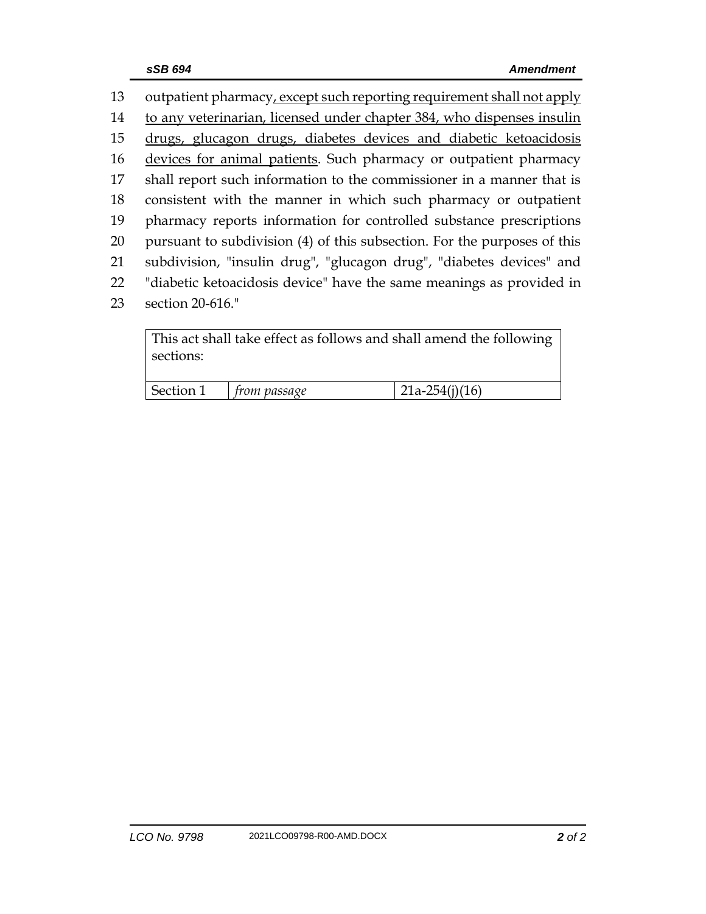13 outpatient pharmacy, except such reporting requirement shall not apply
14 to any veterinarian, licensed under chapter 384, who dispenses insulin
15 drugs, glucagon drugs, diabetes devices and diabetic ketoacidosis
16 devices for animal patients. Such pharmacy or outpatient pharmacy
17 shall report such information to the commissioner in a manner that is
18 consistent with the manner in which such pharmacy or outpatient
19 pharmacy reports information for controlled substance prescriptions
20 pursuant to subdivision (4) of this subsection. For the purposes of this
21 subdivision, "insulin drug", "glucagon drug", "diabetes devices" and
22 "diabetic ketoacidosis device" have the same meanings as provided in
23 section 20-616."

| This act shall take effect as follows and shall amend the following sections: | | |
|---|---|---|
| Section 1 | *from passage* | 21a-254(j)(16) |